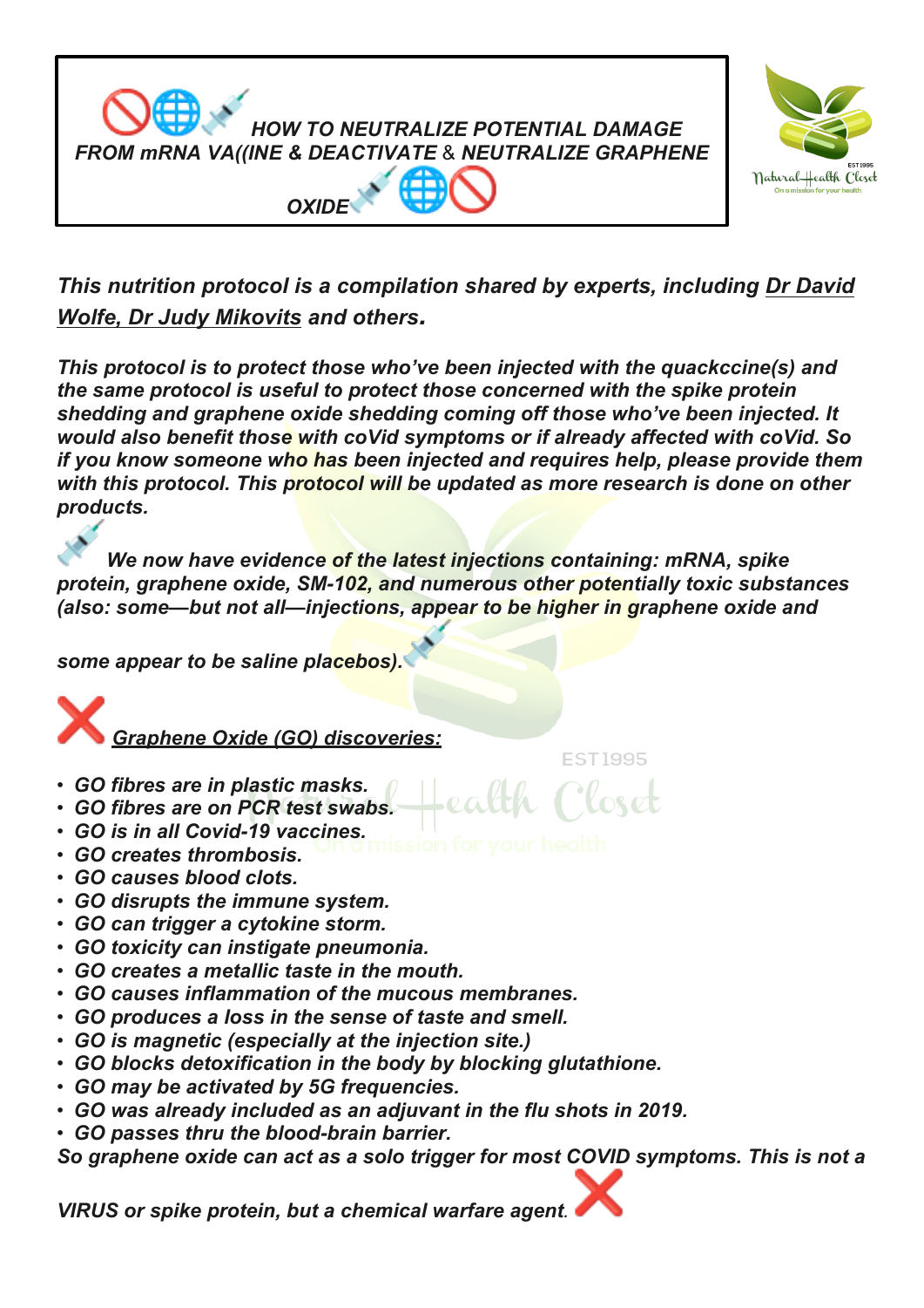# 🚫🌐💉 *HOW TO NEUTRALIZE POTENTIAL DAMAGE FROM mRNA VA((INE & DEACTIVATE & NEUTRALIZE GRAPHENE OXIDE* 💉🌐🚫

Natural Health Closet
EST 1995
On a mission for your health

***This nutrition protocol is a compilation shared by experts, including Dr David Wolfe, Dr Judy Mikovits and others.***

***This protocol is to protect those who've been injected with the quackccine(s) and the same protocol is useful to protect those concerned with the spike protein shedding and graphene oxide shedding coming off those who've been injected. It would also benefit those with coVid symptoms or if already affected with coVid. So if you know someone who has been injected and requires help, please provide them with this protocol. This protocol will be updated as more research is done on other products.***

💉 ***We now have evidence of the latest injections containing: mRNA, spike protein, graphene oxide, SM-102, and numerous other potentially toxic substances (also: some—but not all—injections, appear to be higher in graphene oxide and some appear to be saline placebos).*** 💉

❌ ***Graphene Oxide (GO) discoveries:***

- ***GO fibres are in plastic masks.***
- ***GO fibres are on PCR test swabs.***
- ***GO is in all Covid-19 vaccines.***
- ***GO creates thrombosis.***
- ***GO causes blood clots.***
- ***GO disrupts the immune system.***
- ***GO can trigger a cytokine storm.***
- ***GO toxicity can instigate pneumonia.***
- ***GO creates a metallic taste in the mouth.***
- ***GO causes inflammation of the mucous membranes.***
- ***GO produces a loss in the sense of taste and smell.***
- ***GO is magnetic (especially at the injection site.)***
- ***GO blocks detoxification in the body by blocking glutathione.***
- ***GO may be activated by 5G frequencies.***
- ***GO was already included as an adjuvant in the flu shots in 2019.***
- ***GO passes thru the blood-brain barrier.***

***So graphene oxide can act as a solo trigger for most COVID symptoms. This is not a VIRUS or spike protein, but a chemical warfare agent.*** ❌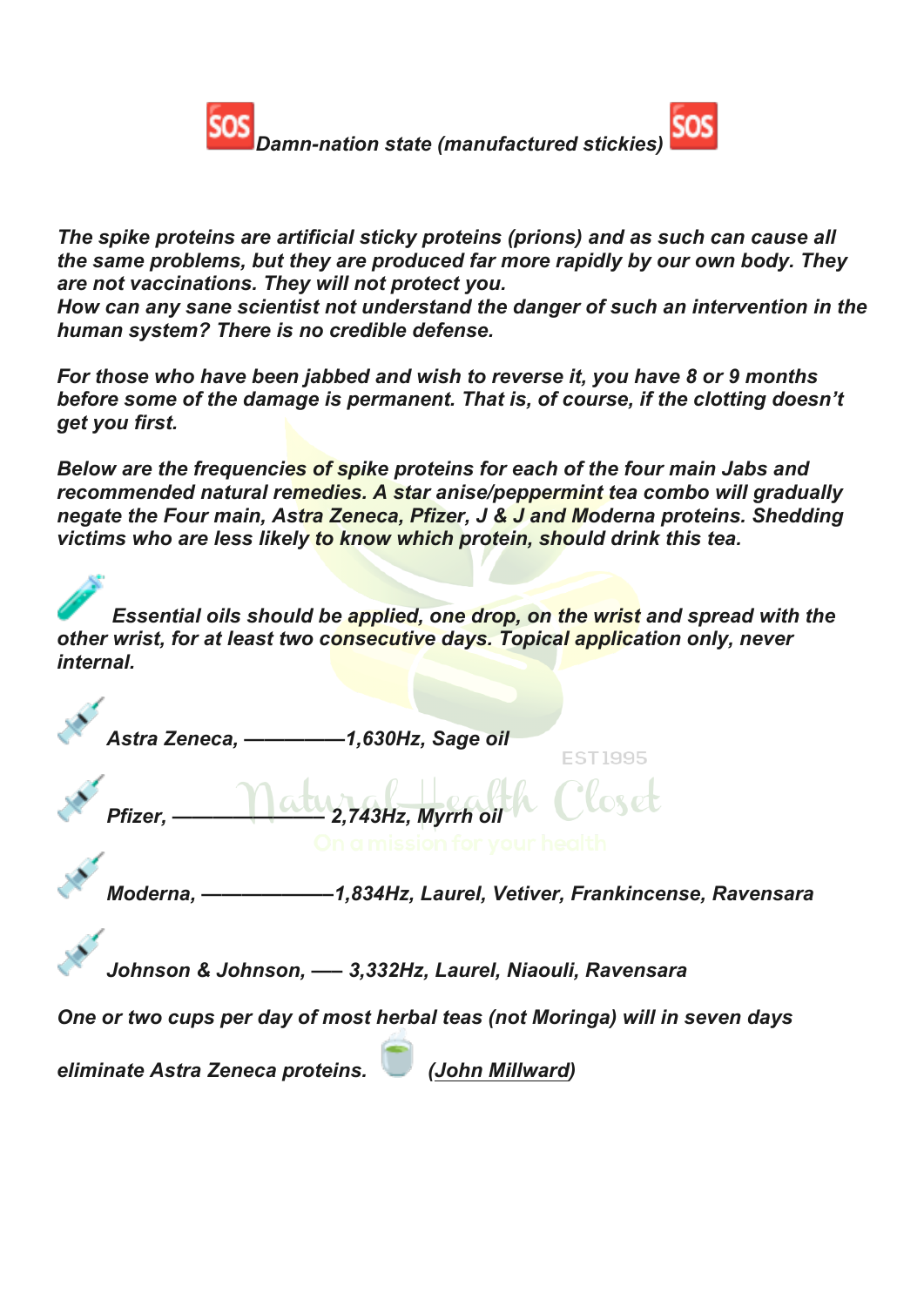# *Damn-nation state (manufactured stickies)*

***The spike proteins are artificial sticky proteins (prions) and as such can cause all the same problems, but they are produced far more rapidly by our own body. They are not vaccinations. They will not protect you.***
***How can any sane scientist not understand the danger of such an intervention in the human system? There is no credible defense.***

***For those who have been jabbed and wish to reverse it, you have 8 or 9 months before some of the damage is permanent. That is, of course, if the clotting doesn't get you first.***

***Below are the frequencies of spike proteins for each of the four main Jabs and recommended natural remedies. A star anise/peppermint tea combo will gradually negate the Four main, Astra Zeneca, Pfizer, J & J and Moderna proteins. Shedding victims who are less likely to know which protein, should drink this tea.***

***Essential oils should be applied, one drop, on the wrist and spread with the other wrist, for at least two consecutive days. Topical application only, never internal.***

***Astra Zeneca, ————1,630Hz, Sage oil***

***Pfizer, ——————— 2,743Hz, Myrrh oil***

***Moderna, ——————1,834Hz, Laurel, Vetiver, Frankincense, Ravensara***

***Johnson & Johnson, —– 3,332Hz, Laurel, Niaouli, Ravensara***

***One or two cups per day of most herbal teas (not Moringa) will in seven days eliminate Astra Zeneca proteins. (John Millward)***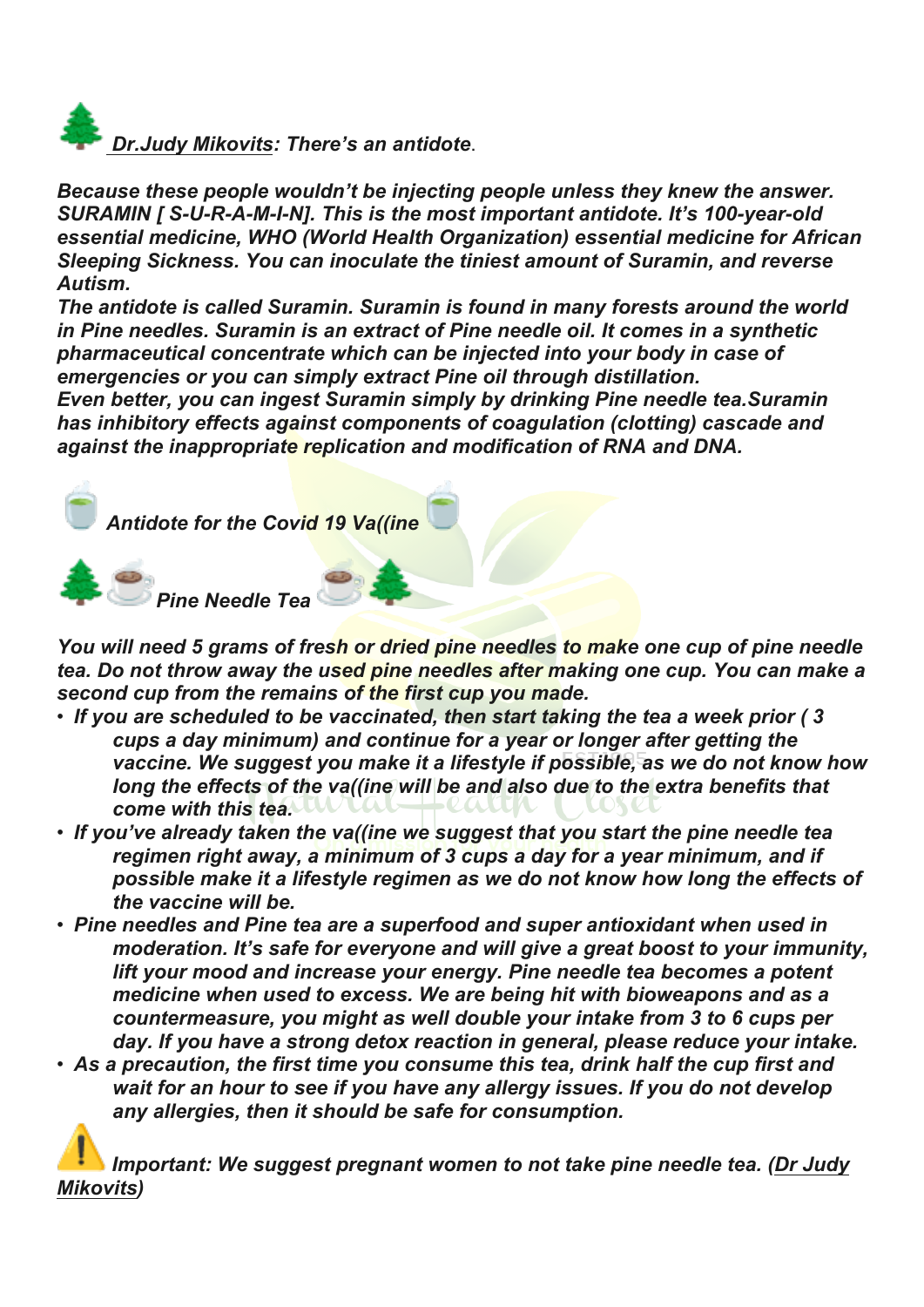🌲 ***Dr.Judy Mikovits: There's an antidote.***

***Because these people wouldn't be injecting people unless they knew the answer. SURAMIN [ S-U-R-A-M-I-N]. This is the most important antidote. It's 100-year-old essential medicine, WHO (World Health Organization) essential medicine for African Sleeping Sickness. You can inoculate the tiniest amount of Suramin, and reverse Autism.***

***The antidote is called Suramin. Suramin is found in many forests around the world in Pine needles. Suramin is an extract of Pine needle oil. It comes in a synthetic pharmaceutical concentrate which can be injected into your body in case of emergencies or you can simply extract Pine oil through distillation.***

***Even better, you can ingest Suramin simply by drinking Pine needle tea.Suramin has inhibitory effects against components of coagulation (clotting) cascade and against the inappropriate replication and modification of RNA and DNA.***

🍵 ***Antidote for the Covid 19 Va((ine*** 🍵

🌲☕ ***Pine Needle Tea*** ☕🌲

***You will need 5 grams of fresh or dried pine needles to make one cup of pine needle tea. Do not throw away the used pine needles after making one cup. You can make a second cup from the remains of the first cup you made.***

- ***If you are scheduled to be vaccinated, then start taking the tea a week prior ( 3 cups a day minimum) and continue for a year or longer after getting the vaccine. We suggest you make it a lifestyle if possible, as we do not know how long the effects of the va((ine will be and also due to the extra benefits that come with this tea.***
- ***If you've already taken the va((ine we suggest that you start the pine needle tea regimen right away, a minimum of 3 cups a day for a year minimum, and if possible make it a lifestyle regimen as we do not know how long the effects of the vaccine will be.***
- ***Pine needles and Pine tea are a superfood and super antioxidant when used in moderation. It's safe for everyone and will give a great boost to your immunity, lift your mood and increase your energy. Pine needle tea becomes a potent medicine when used to excess. We are being hit with bioweapons and as a countermeasure, you might as well double your intake from 3 to 6 cups per day. If you have a strong detox reaction in general, please reduce your intake.***
- ***As a precaution, the first time you consume this tea, drink half the cup first and wait for an hour to see if you have any allergy issues. If you do not develop any allergies, then it should be safe for consumption.***

⚠️ ***Important: We suggest pregnant women to not take pine needle tea. (Dr Judy Mikovits)***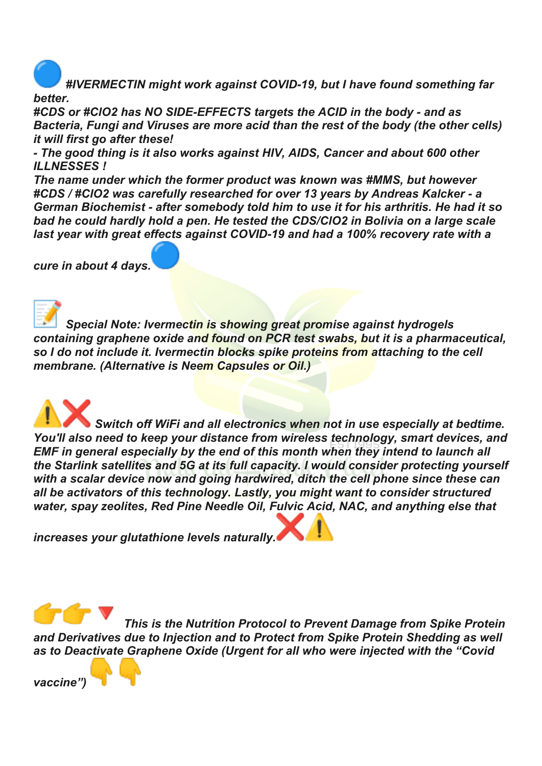🔵 *#IVERMECTIN might work against COVID-19, but I have found something far better.*
*#CDS or #ClO2 has NO SIDE-EFFECTS targets the ACID in the body - and as Bacteria, Fungi and Viruses are more acid than the rest of the body (the other cells) it will first go after these!*
*- The good thing is it also works against HIV, AIDS, Cancer and about 600 other ILLNESSES !*
*The name under which the former product was known was #MMS, but however #CDS / #ClO2 was carefully researched for over 13 years by Andreas Kalcker - a German Biochemist - after somebody told him to use it for his arthritis. He had it so bad he could hardly hold a pen. He tested the CDS/ClO2 in Bolivia on a large scale last year with great effects against COVID-19 and had a 100% recovery rate with a cure in about 4 days.* 🔵

📝 *Special Note: Ivermectin is showing great promise against hydrogels containing graphene oxide and found on PCR test swabs, but it is a pharmaceutical, so I do not include it. Ivermectin blocks spike proteins from attaching to the cell membrane. (Alternative is Neem Capsules or Oil.)*

⚠️❌ *Switch off WiFi and all electronics when not in use especially at bedtime. You'll also need to keep your distance from wireless technology, smart devices, and EMF in general especially by the end of this month when they intend to launch all the Starlink satellites and 5G at its full capacity. I would consider protecting yourself with a scalar device now and going hardwired, ditch the cell phone since these can all be activators of this technology. Lastly, you might want to consider structured water, spay zeolites, Red Pine Needle Oil, Fulvic Acid, NAC, and anything else that increases your glutathione levels naturally.* ❌⚠️

👉👉🔻 *This is the Nutrition Protocol to Prevent Damage from Spike Protein and Derivatives due to Injection and to Protect from Spike Protein Shedding as well as to Deactivate Graphene Oxide (Urgent for all who were injected with the "Covid vaccine")* 👇👇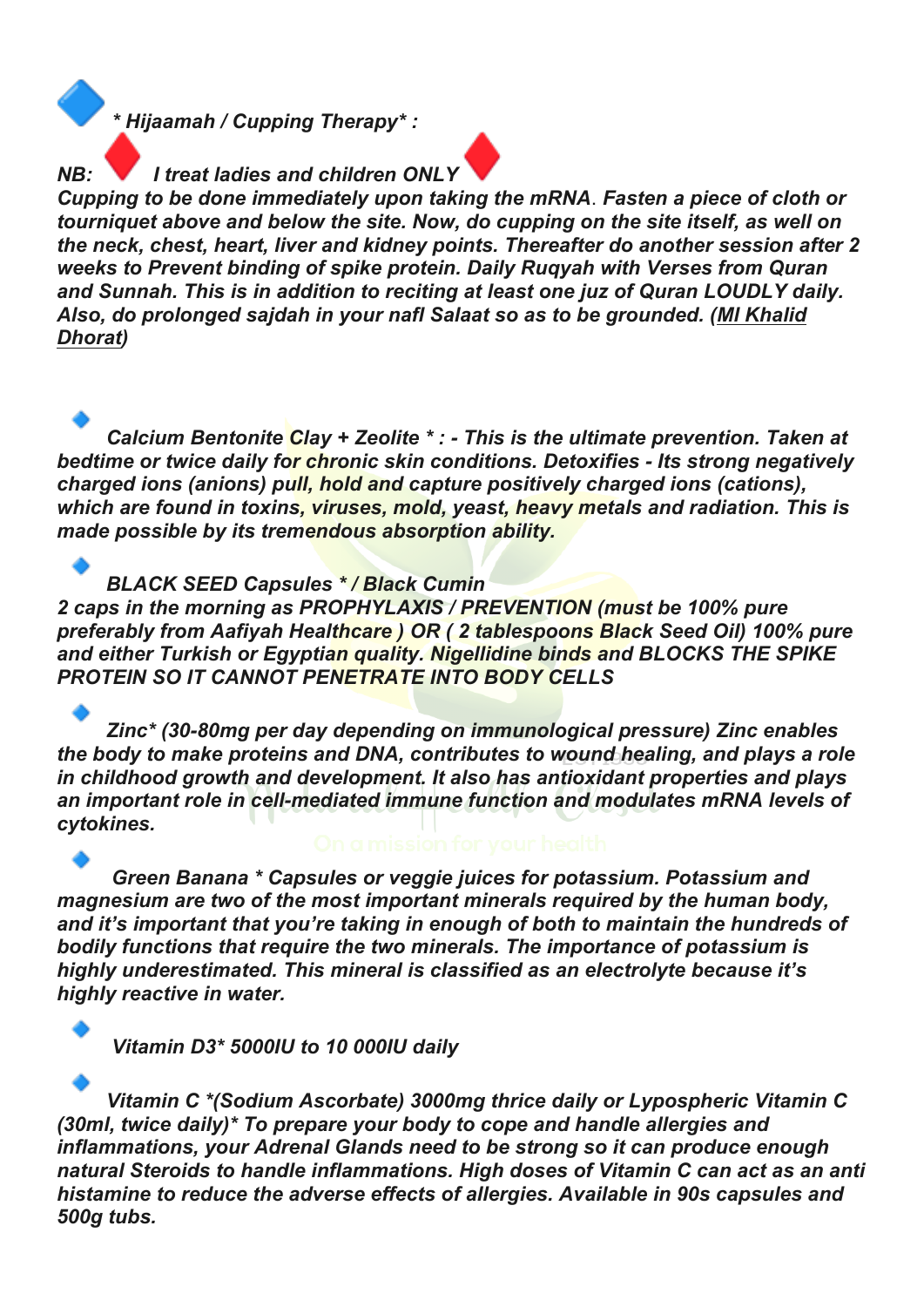🔷 *** Hijaamah / Cupping Therapy* :**

**NB: ♦️ I treat ladies and children ONLY ♦️**

***Cupping to be done immediately upon taking the mRNA. Fasten a piece of cloth or tourniquet above and below the site. Now, do cupping on the site itself, as well on the neck, chest, heart, liver and kidney points. Thereafter do another session after 2 weeks to Prevent binding of spike protein. Daily Ruqyah with Verses from Quran and Sunnah. This is in addition to reciting at least one juz of Quran LOUDLY daily. Also, do prolonged sajdah in your nafl Salaat so as to be grounded. (Ml Khalid Dhorat)***

🔹 ***Calcium Bentonite Clay + Zeolite * : - This is the ultimate prevention. Taken at bedtime or twice daily for chronic skin conditions. Detoxifies - Its strong negatively charged ions (anions) pull, hold and capture positively charged ions (cations), which are found in toxins, viruses, mold, yeast, heavy metals and radiation. This is made possible by its tremendous absorption ability.***

🔹 ***BLACK SEED Capsules * / Black Cumin***
***2 caps in the morning as PROPHYLAXIS / PREVENTION (must be 100% pure preferably from Aafiyah Healthcare ) OR ( 2 tablespoons Black Seed Oil) 100% pure and either Turkish or Egyptian quality. Nigellidine binds and BLOCKS THE SPIKE PROTEIN SO IT CANNOT PENETRATE INTO BODY CELLS***

🔹 ***Zinc* (30-80mg per day depending on immunological pressure) Zinc enables the body to make proteins and DNA, contributes to wound healing, and plays a role in childhood growth and development. It also has antioxidant properties and plays an important role in cell-mediated immune function and modulates mRNA levels of cytokines.***

🔹 ***Green Banana * Capsules or veggie juices for potassium. Potassium and magnesium are two of the most important minerals required by the human body, and it's important that you're taking in enough of both to maintain the hundreds of bodily functions that require the two minerals. The importance of potassium is highly underestimated. This mineral is classified as an electrolyte because it's highly reactive in water.***

🔹 ***Vitamin D3* 5000IU to 10 000IU daily***

🔹 ***Vitamin C *(Sodium Ascorbate) 3000mg thrice daily or Lypospheric Vitamin C (30ml, twice daily)* To prepare your body to cope and handle allergies and inflammations, your Adrenal Glands need to be strong so it can produce enough natural Steroids to handle inflammations. High doses of Vitamin C can act as an anti histamine to reduce the adverse effects of allergies. Available in 90s capsules and 500g tubs.***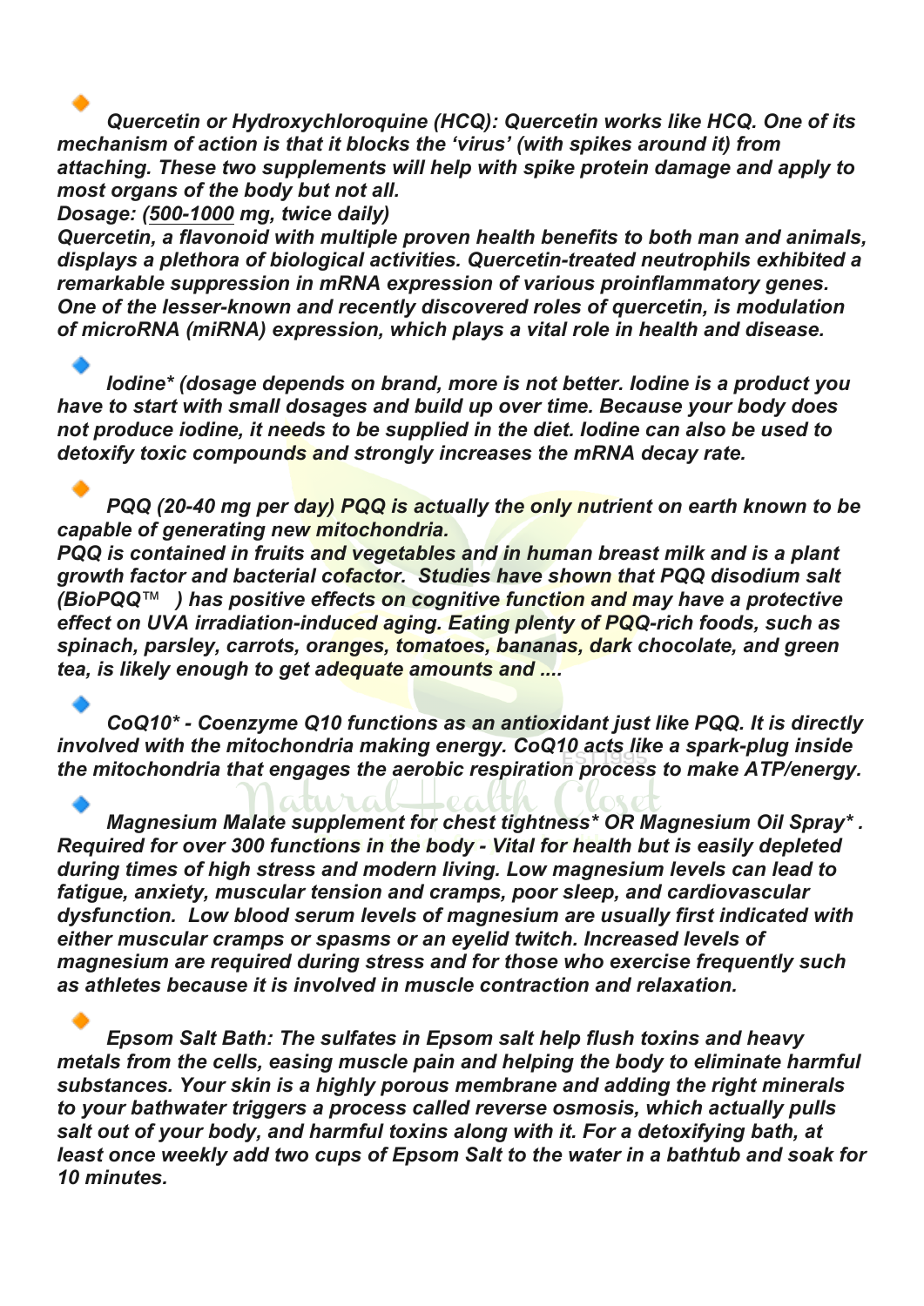- *Quercetin or Hydroxychloroquine (HCQ): Quercetin works like HCQ. One of its mechanism of action is that it blocks the 'virus' (with spikes around it) from attaching. These two supplements will help with spike protein damage and apply to most organs of the body but not all.*
  *Dosage: (500-1000 mg, twice daily)*
  *Quercetin, a flavonoid with multiple proven health benefits to both man and animals, displays a plethora of biological activities. Quercetin-treated neutrophils exhibited a remarkable suppression in mRNA expression of various proinflammatory genes. One of the lesser-known and recently discovered roles of quercetin, is modulation of microRNA (miRNA) expression, which plays a vital role in health and disease.*

- *Iodine* (dosage depends on brand, more is not better. Iodine is a product you have to start with small dosages and build up over time. Because your body does not produce iodine, it needs to be supplied in the diet. Iodine can also be used to detoxify toxic compounds and strongly increases the mRNA decay rate.*

- *PQQ (20-40 mg per day) PQQ is actually the only nutrient on earth known to be capable of generating new mitochondria.*
  *PQQ is contained in fruits and vegetables and in human breast milk and is a plant growth factor and bacterial cofactor. Studies have shown that PQQ disodium salt (BioPQQ™ ) has positive effects on cognitive function and may have a protective effect on UVA irradiation-induced aging. Eating plenty of PQQ-rich foods, such as spinach, parsley, carrots, oranges, tomatoes, bananas, dark chocolate, and green tea, is likely enough to get adequate amounts and ....*

- *CoQ10* - Coenzyme Q10 functions as an antioxidant just like PQQ. It is directly involved with the mitochondria making energy. CoQ10 acts like a spark-plug inside the mitochondria that engages the aerobic respiration process to make ATP/energy.*

- *Magnesium Malate supplement for chest tightness* OR Magnesium Oil Spray* . Required for over 300 functions in the body - Vital for health but is easily depleted during times of high stress and modern living. Low magnesium levels can lead to fatigue, anxiety, muscular tension and cramps, poor sleep, and cardiovascular dysfunction. Low blood serum levels of magnesium are usually first indicated with either muscular cramps or spasms or an eyelid twitch. Increased levels of magnesium are required during stress and for those who exercise frequently such as athletes because it is involved in muscle contraction and relaxation.*

- *Epsom Salt Bath: The sulfates in Epsom salt help flush toxins and heavy metals from the cells, easing muscle pain and helping the body to eliminate harmful substances. Your skin is a highly porous membrane and adding the right minerals to your bathwater triggers a process called reverse osmosis, which actually pulls salt out of your body, and harmful toxins along with it. For a detoxifying bath, at least once weekly add two cups of Epsom Salt to the water in a bathtub and soak for 10 minutes.*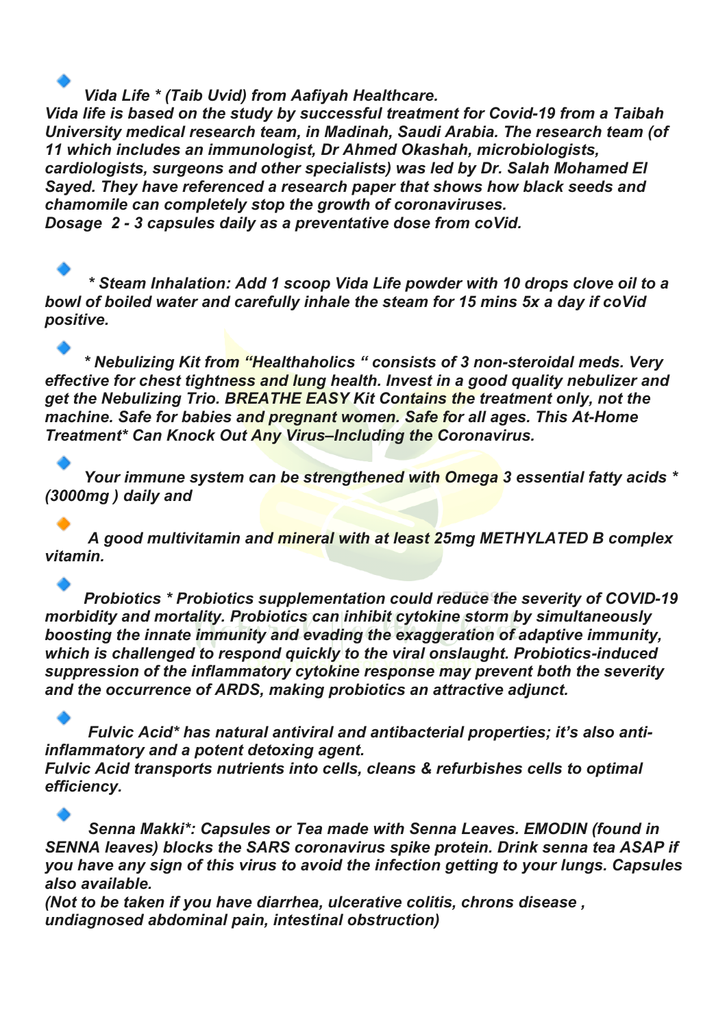- *Vida Life * (Taib Uvid) from Aafiyah Healthcare.*
*Vida life is based on the study by successful treatment for Covid-19 from a Taibah University medical research team, in Madinah, Saudi Arabia. The research team (of 11 which includes an immunologist, Dr Ahmed Okashah, microbiologists, cardiologists, surgeons and other specialists) was led by Dr. Salah Mohamed El Sayed. They have referenced a research paper that shows how black seeds and chamomile can completely stop the growth of coronaviruses.*
*Dosage 2 - 3 capsules daily as a preventative dose from coVid.*

- ** Steam Inhalation: Add 1 scoop Vida Life powder with 10 drops clove oil to a bowl of boiled water and carefully inhale the steam for 15 mins 5x a day if coVid positive.*

- ** Nebulizing Kit from "Healthaholics " consists of 3 non-steroidal meds. Very effective for chest tightness and lung health. Invest in a good quality nebulizer and get the Nebulizing Trio. BREATHE EASY Kit Contains the treatment only, not the machine. Safe for babies and pregnant women. Safe for all ages. This At-Home Treatment* Can Knock Out Any Virus–Including the Coronavirus.*

- *Your immune system can be strengthened with Omega 3 essential fatty acids * (3000mg ) daily and*

- *A good multivitamin and mineral with at least 25mg METHYLATED B complex vitamin.*

- *Probiotics * Probiotics supplementation could reduce the severity of COVID-19 morbidity and mortality. Probiotics can inhibit cytokine storm by simultaneously boosting the innate immunity and evading the exaggeration of adaptive immunity, which is challenged to respond quickly to the viral onslaught. Probiotics-induced suppression of the inflammatory cytokine response may prevent both the severity and the occurrence of ARDS, making probiotics an attractive adjunct.*

- *Fulvic Acid* has natural antiviral and antibacterial properties; it's also anti-inflammatory and a potent detoxing agent.*
*Fulvic Acid transports nutrients into cells, cleans & refurbishes cells to optimal efficiency.*

- *Senna Makki*: Capsules or Tea made with Senna Leaves. EMODIN (found in SENNA leaves) blocks the SARS coronavirus spike protein. Drink senna tea ASAP if you have any sign of this virus to avoid the infection getting to your lungs. Capsules also available.*
*(Not to be taken if you have diarrhea, ulcerative colitis, chrons disease , undiagnosed abdominal pain, intestinal obstruction)*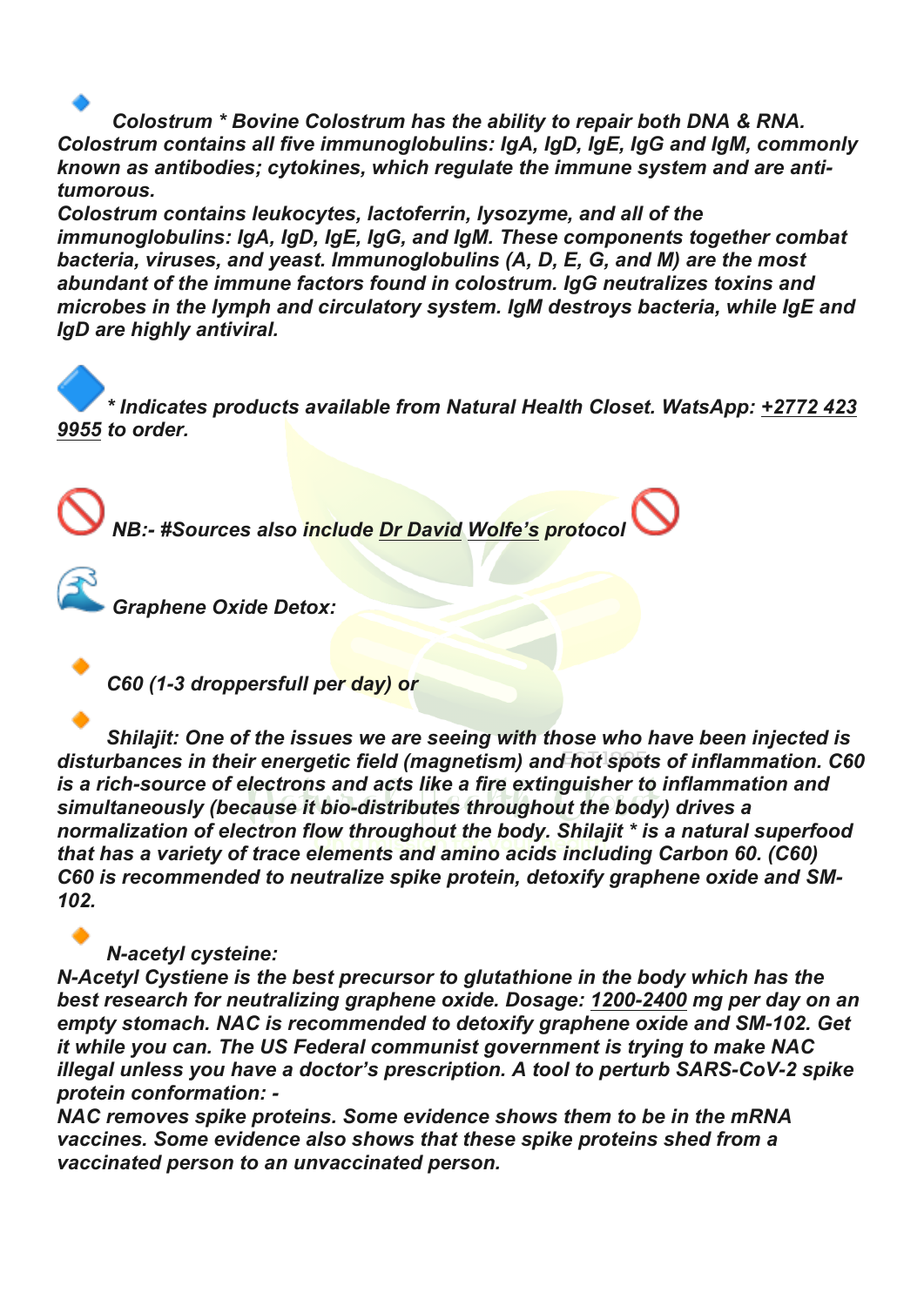🔹 *Colostrum * Bovine Colostrum has the ability to repair both DNA & RNA. Colostrum contains all five immunoglobulins: IgA, IgD, IgE, IgG and IgM, commonly known as antibodies; cytokines, which regulate the immune system and are anti-tumorous.*
*Colostrum contains leukocytes, lactoferrin, lysozyme, and all of the immunoglobulins: IgA, IgD, IgE, IgG, and IgM. These components together combat bacteria, viruses, and yeast. Immunoglobulins (A, D, E, G, and M) are the most abundant of the immune factors found in colostrum. IgG neutralizes toxins and microbes in the lymph and circulatory system. IgM destroys bacteria, while IgE and IgD are highly antiviral.*

🔷 *** Indicates products available from Natural Health Closet. WatsApp: +2772 423 9955 to order.***

🚫 ***NB:- #Sources also include Dr David Wolfe's protocol*** 🚫

🌊 ***Graphene Oxide Detox:***

🔸 ***C60 (1-3 droppersfull per day) or***

🔸 ***Shilajit: One of the issues we are seeing with those who have been injected is disturbances in their energetic field (magnetism) and hot spots of inflammation. C60 is a rich-source of electrons and acts like a fire extinguisher to inflammation and simultaneously (because it bio-distributes throughout the body) drives a normalization of electron flow throughout the body. Shilajit * is a natural superfood that has a variety of trace elements and amino acids including Carbon 60. (C60) C60 is recommended to neutralize spike protein, detoxify graphene oxide and SM-102.***

🔸 ***N-acetyl cysteine:***
***N-Acetyl Cystiene is the best precursor to glutathione in the body which has the best research for neutralizing graphene oxide. Dosage: 1200-2400 mg per day on an empty stomach. NAC is recommended to detoxify graphene oxide and SM-102. Get it while you can. The US Federal communist government is trying to make NAC illegal unless you have a doctor's prescription. A tool to perturb SARS-CoV-2 spike protein conformation: -***
***NAC removes spike proteins. Some evidence shows them to be in the mRNA vaccines. Some evidence also shows that these spike proteins shed from a vaccinated person to an unvaccinated person.***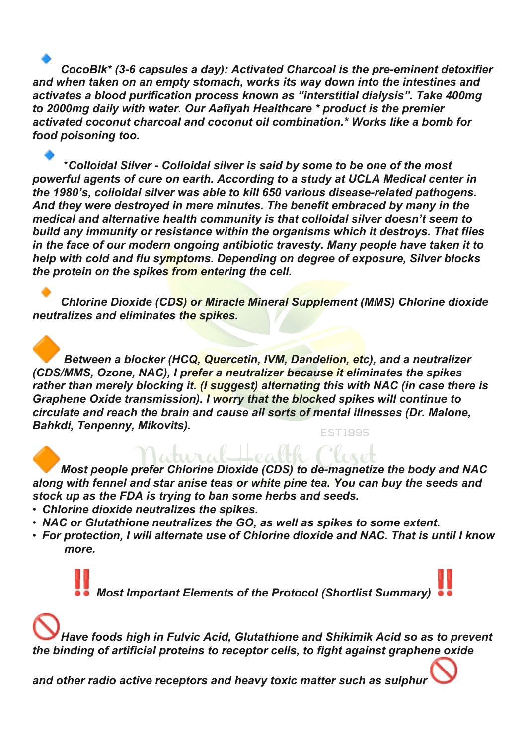*CocoBlk\* (3-6 capsules a day): Activated Charcoal is the pre-eminent detoxifier and when taken on an empty stomach, works its way down into the intestines and activates a blood purification process known as "interstitial dialysis". Take 400mg to 2000mg daily with water. Our Aafiyah Healthcare \* product is the premier activated coconut charcoal and coconut oil combination.\* Works like a bomb for food poisoning too.*

*\*Colloidal Silver - Colloidal silver is said by some to be one of the most powerful agents of cure on earth. According to a study at UCLA Medical center in the 1980's, colloidal silver was able to kill 650 various disease-related pathogens. And they were destroyed in mere minutes. The benefit embraced by many in the medical and alternative health community is that colloidal silver doesn't seem to build any immunity or resistance within the organisms which it destroys. That flies in the face of our modern ongoing antibiotic travesty. Many people have taken it to help with cold and flu symptoms. Depending on degree of exposure, Silver blocks the protein on the spikes from entering the cell.*

*Chlorine Dioxide (CDS) or Miracle Mineral Supplement (MMS) Chlorine dioxide neutralizes and eliminates the spikes.*

*Between a blocker (HCQ, Quercetin, IVM, Dandelion, etc), and a neutralizer (CDS/MMS, Ozone, NAC), I prefer a neutralizer because it eliminates the spikes rather than merely blocking it. (I suggest) alternating this with NAC (in case there is Graphene Oxide transmission). I worry that the blocked spikes will continue to circulate and reach the brain and cause all sorts of mental illnesses (Dr. Malone, Bahkdi, Tenpenny, Mikovits).*

*Most people prefer Chlorine Dioxide (CDS) to de-magnetize the body and NAC along with fennel and star anise teas or white pine tea. You can buy the seeds and stock up as the FDA is trying to ban some herbs and seeds.*

- *Chlorine dioxide neutralizes the spikes.*
- *NAC or Glutathione neutralizes the GO, as well as spikes to some extent.*
- *For protection, I will alternate use of Chlorine dioxide and NAC. That is until I know more.*

## ‼️ *Most Important Elements of the Protocol (Shortlist Summary)* ‼️

🚫 *Have foods high in Fulvic Acid, Glutathione and Shikimik Acid so as to prevent the binding of artificial proteins to receptor cells, to fight against graphene oxide and other radio active receptors and heavy toxic matter such as sulphur* 🚫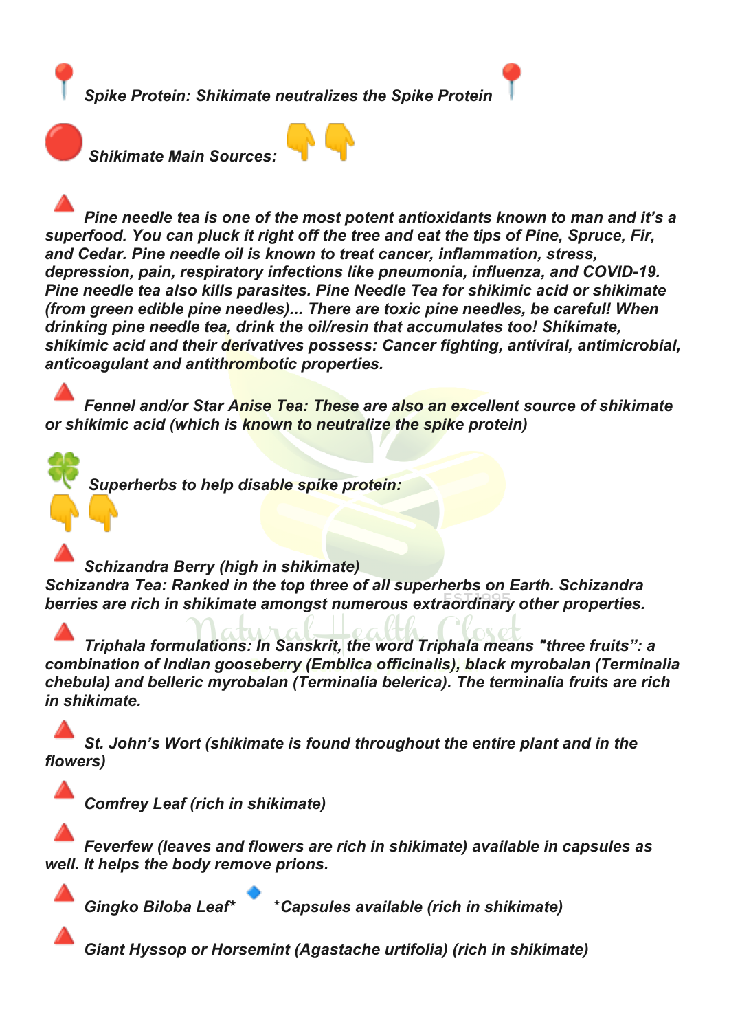📍 ***Spike Protein: Shikimate neutralizes the Spike Protein*** 📍

🔴 ***Shikimate Main Sources:*** 👇👇

🔺 ***Pine needle tea is one of the most potent antioxidants known to man and it's a superfood. You can pluck it right off the tree and eat the tips of Pine, Spruce, Fir, and Cedar. Pine needle oil is known to treat cancer, inflammation, stress, depression, pain, respiratory infections like pneumonia, influenza, and COVID-19. Pine needle tea also kills parasites. Pine Needle Tea for shikimic acid or shikimate (from green edible pine needles)... There are toxic pine needles, be careful! When drinking pine needle tea, drink the oil/resin that accumulates too! Shikimate, shikimic acid and their derivatives possess: Cancer fighting, antiviral, antimicrobial, anticoagulant and antithrombotic properties.***

🔺 ***Fennel and/or Star Anise Tea: These are also an excellent source of shikimate or shikimic acid (which is known to neutralize the spike protein)***

🍀 ***Superherbs to help disable spike protein:***
👇👇

🔺 ***Schizandra Berry (high in shikimate)***
***Schizandra Tea: Ranked in the top three of all superherbs on Earth. Schizandra berries are rich in shikimate amongst numerous extraordinary other properties.***

🔺 ***Triphala formulations: In Sanskrit, the word Triphala means "three fruits": a combination of Indian gooseberry (Emblica officinalis), black myrobalan (Terminalia chebula) and belleric myrobalan (Terminalia belerica). The terminalia fruits are rich in shikimate.***

🔺 ***St. John's Wort (shikimate is found throughout the entire plant and in the flowers)***

🔺 ***Comfrey Leaf (rich in shikimate)***

🔺 ***Feverfew (leaves and flowers are rich in shikimate) available in capsules as well. It helps the body remove prions.***

🔺 ***Gingko Biloba Leaf*** 🔹 ****Capsules available (rich in shikimate)***

🔺 ***Giant Hyssop or Horsemint (Agastache urtifolia) (rich in shikimate)***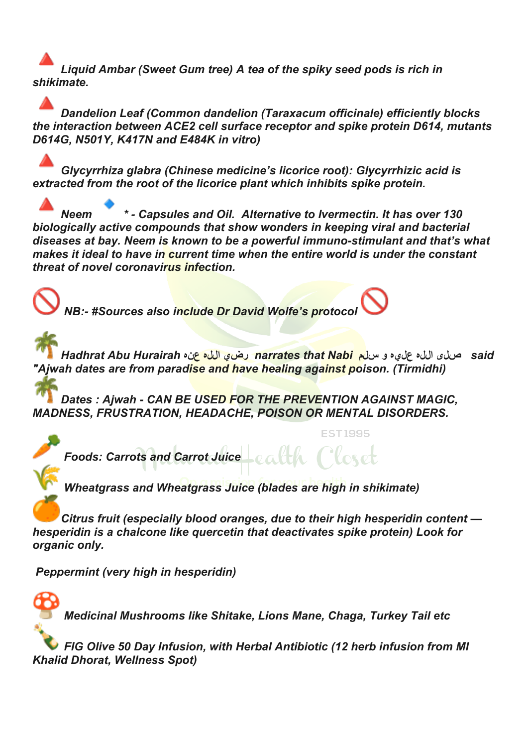*Liquid Ambar (Sweet Gum tree) A tea of the spiky seed pods is rich in shikimate.*

*Dandelion Leaf (Common dandelion (Taraxacum officinale) efficiently blocks the interaction between ACE2 cell surface receptor and spike protein D614, mutants D614G, N501Y, K417N and E484K in vitro)*

*Glycyrrhiza glabra (Chinese medicine's licorice root): Glycyrrhizic acid is extracted from the root of the licorice plant which inhibits spike protein.*

*Neem * - Capsules and Oil. Alternative to Ivermectin. It has over 130 biologically active compounds that show wonders in keeping viral and bacterial diseases at bay. Neem is known to be a powerful immuno-stimulant and that's what makes it ideal to have in current time when the entire world is under the constant threat of novel coronavirus infection.*

*NB:- #Sources also include Dr David Wolfe's protocol*

*Hadhrat Abu Hurairah رضي الله عنه narrates that Nabi صلى الله عليه و سلم said "Ajwah dates are from paradise and have healing against poison. (Tirmidhi)*

*Dates : Ajwah - CAN BE USED FOR THE PREVENTION AGAINST MAGIC, MADNESS, FRUSTRATION, HEADACHE, POISON OR MENTAL DISORDERS.*

*Foods: Carrots and Carrot Juice*

*Wheatgrass and Wheatgrass Juice (blades are high in shikimate)*

*Citrus fruit (especially blood oranges, due to their high hesperidin content — hesperidin is a chalcone like quercetin that deactivates spike protein) Look for organic only.*

*Peppermint (very high in hesperidin)*

*Medicinal Mushrooms like Shitake, Lions Mane, Chaga, Turkey Tail etc*

*FIG Olive 50 Day Infusion, with Herbal Antibiotic (12 herb infusion from Ml Khalid Dhorat, Wellness Spot)*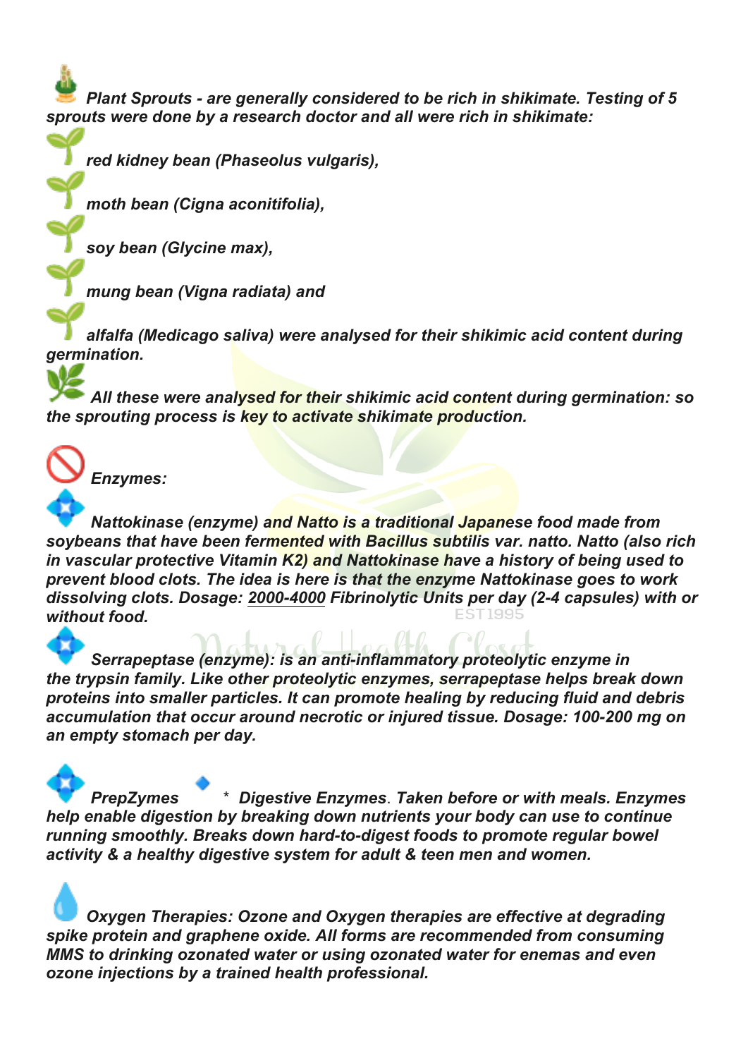*Plant Sprouts - are generally considered to be rich in shikimate. Testing of 5 sprouts were done by a research doctor and all were rich in shikimate:*

- *red kidney bean (Phaseolus vulgaris),*
- *moth bean (Cigna aconitifolia),*
- *soy bean (Glycine max),*
- *mung bean (Vigna radiata) and*
- *alfalfa (Medicago saliva) were analysed for their shikimic acid content during germination.*

*All these were analysed for their shikimic acid content during germination: so the sprouting process is key to activate shikimate production.*

*Enzymes:*

- *Nattokinase (enzyme) and Natto is a traditional Japanese food made from soybeans that have been fermented with Bacillus subtilis var. natto. Natto (also rich in vascular protective Vitamin K2) and Nattokinase have a history of being used to prevent blood clots. The idea is here is that the enzyme Nattokinase goes to work dissolving clots. Dosage: 2000-4000 Fibrinolytic Units per day (2-4 capsules) with or without food.*

- *Serrapeptase (enzyme): is an anti-inflammatory proteolytic enzyme in the trypsin family. Like other proteolytic enzymes, serrapeptase helps break down proteins into smaller particles. It can promote healing by reducing fluid and debris accumulation that occur around necrotic or injured tissue. Dosage: 100-200 mg on an empty stomach per day.*

- *PrepZymes * Digestive Enzymes. Taken before or with meals. Enzymes help enable digestion by breaking down nutrients your body can use to continue running smoothly. Breaks down hard-to-digest foods to promote regular bowel activity & a healthy digestive system for adult & teen men and women.*

*Oxygen Therapies: Ozone and Oxygen therapies are effective at degrading spike protein and graphene oxide. All forms are recommended from consuming MMS to drinking ozonated water or using ozonated water for enemas and even ozone injections by a trained health professional.*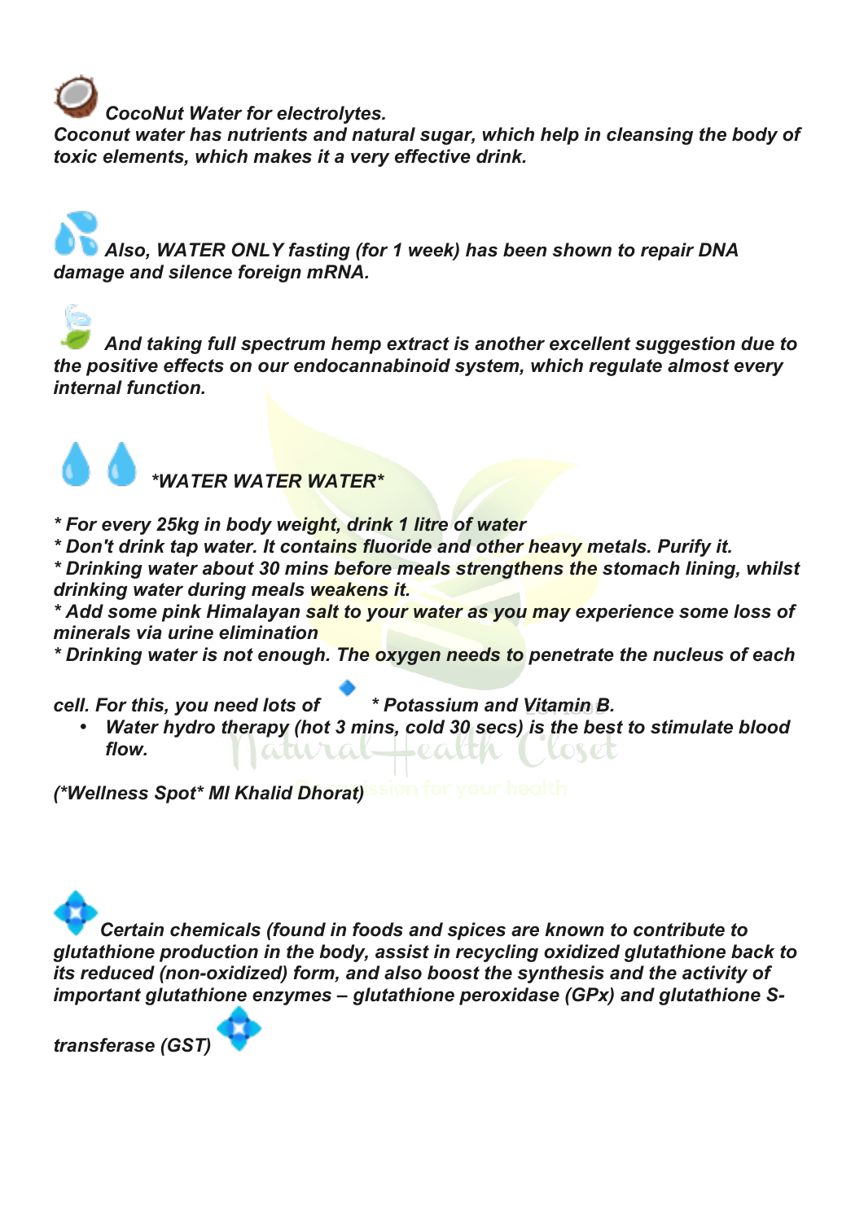*CocoNut Water for electrolytes.*
*Coconut water has nutrients and natural sugar, which help in cleansing the body of toxic elements, which makes it a very effective drink.*

*Also, WATER ONLY fasting (for 1 week) has been shown to repair DNA damage and silence foreign mRNA.*

*And taking full spectrum hemp extract is another excellent suggestion due to the positive effects on our endocannabinoid system, which regulate almost every internal function.*

*\*WATER WATER WATER\**

*\* For every 25kg in body weight, drink 1 litre of water*
*\* Don't drink tap water. It contains fluoride and other heavy metals. Purify it.*
*\* Drinking water about 30 mins before meals strengthens the stomach lining, whilst drinking water during meals weakens it.*
*\* Add some pink Himalayan salt to your water as you may experience some loss of minerals via urine elimination*
*\* Drinking water is not enough. The oxygen needs to penetrate the nucleus of each cell. For this, you need lots of \* Potassium and Vitamin B.*

- *Water hydro therapy (hot 3 mins, cold 30 secs) is the best to stimulate blood flow.*

*(\*Wellness Spot\* Ml Khalid Dhorat)*

*Certain chemicals (found in foods and spices are known to contribute to glutathione production in the body, assist in recycling oxidized glutathione back to its reduced (non-oxidized) form, and also boost the synthesis and the activity of important glutathione enzymes – glutathione peroxidase (GPx) and glutathione S-transferase (GST)*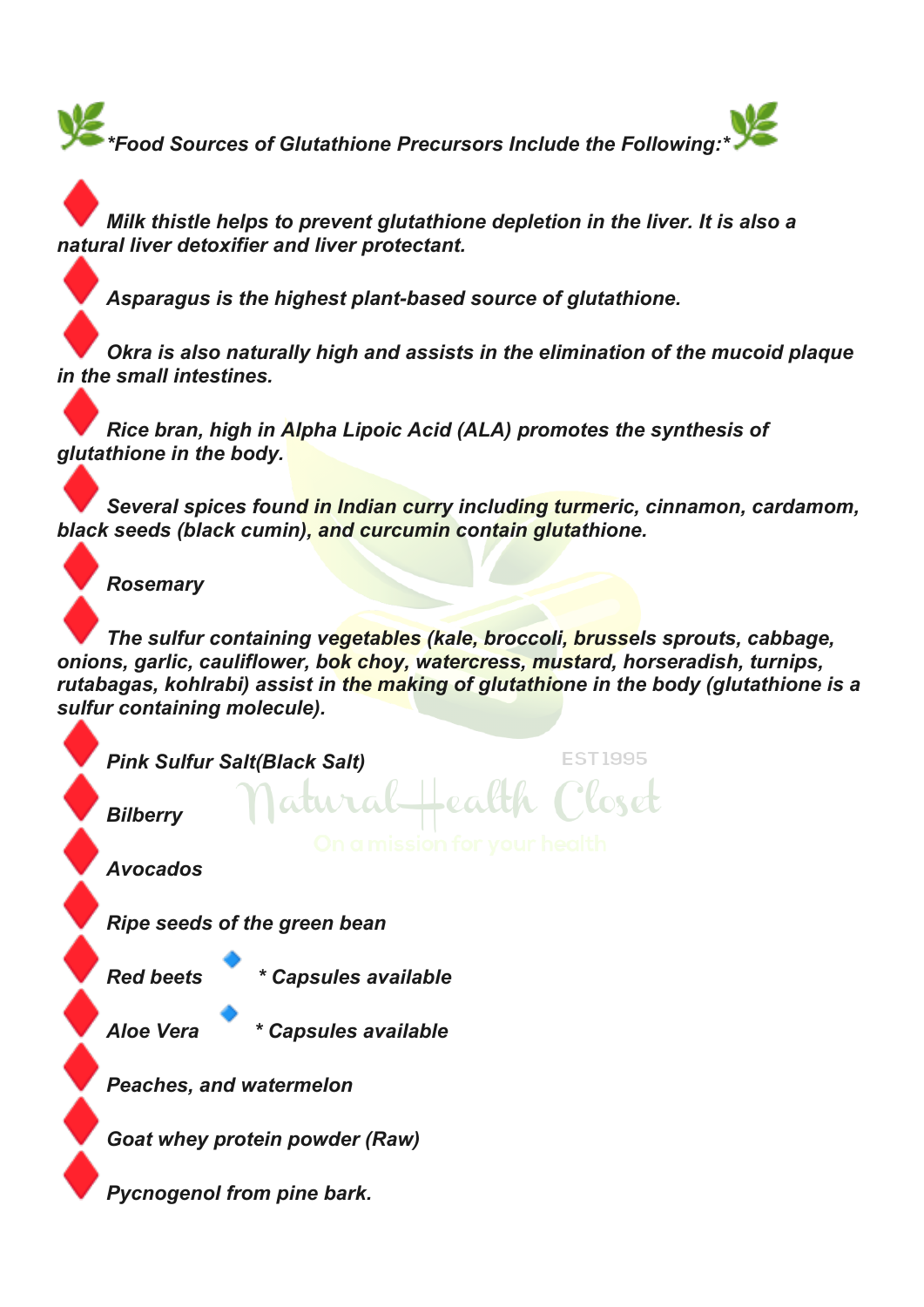***Food Sources of Glutathione Precursors Include the Following:****

- ***Milk thistle helps to prevent glutathione depletion in the liver. It is also a natural liver detoxifier and liver protectant.***
- ***Asparagus is the highest plant-based source of glutathione.***
- ***Okra is also naturally high and assists in the elimination of the mucoid plaque in the small intestines.***
- ***Rice bran, high in Alpha Lipoic Acid (ALA) promotes the synthesis of glutathione in the body.***
- ***Several spices found in Indian curry including turmeric, cinnamon, cardamom, black seeds (black cumin), and curcumin contain glutathione.***
- ***Rosemary***
- ***The sulfur containing vegetables (kale, broccoli, brussels sprouts, cabbage, onions, garlic, cauliflower, bok choy, watercress, mustard, horseradish, turnips, rutabagas, kohlrabi) assist in the making of glutathione in the body (glutathione is a sulfur containing molecule).***
- ***Pink Sulfur Salt(Black Salt)***
- ***Bilberry***
- ***Avocados***
- ***Ripe seeds of the green bean***
- ***Red beets*** ◆ ***\* Capsules available***
- ***Aloe Vera*** ◆ ***\* Capsules available***
- ***Peaches, and watermelon***
- ***Goat whey protein powder (Raw)***
- ***Pycnogenol from pine bark.***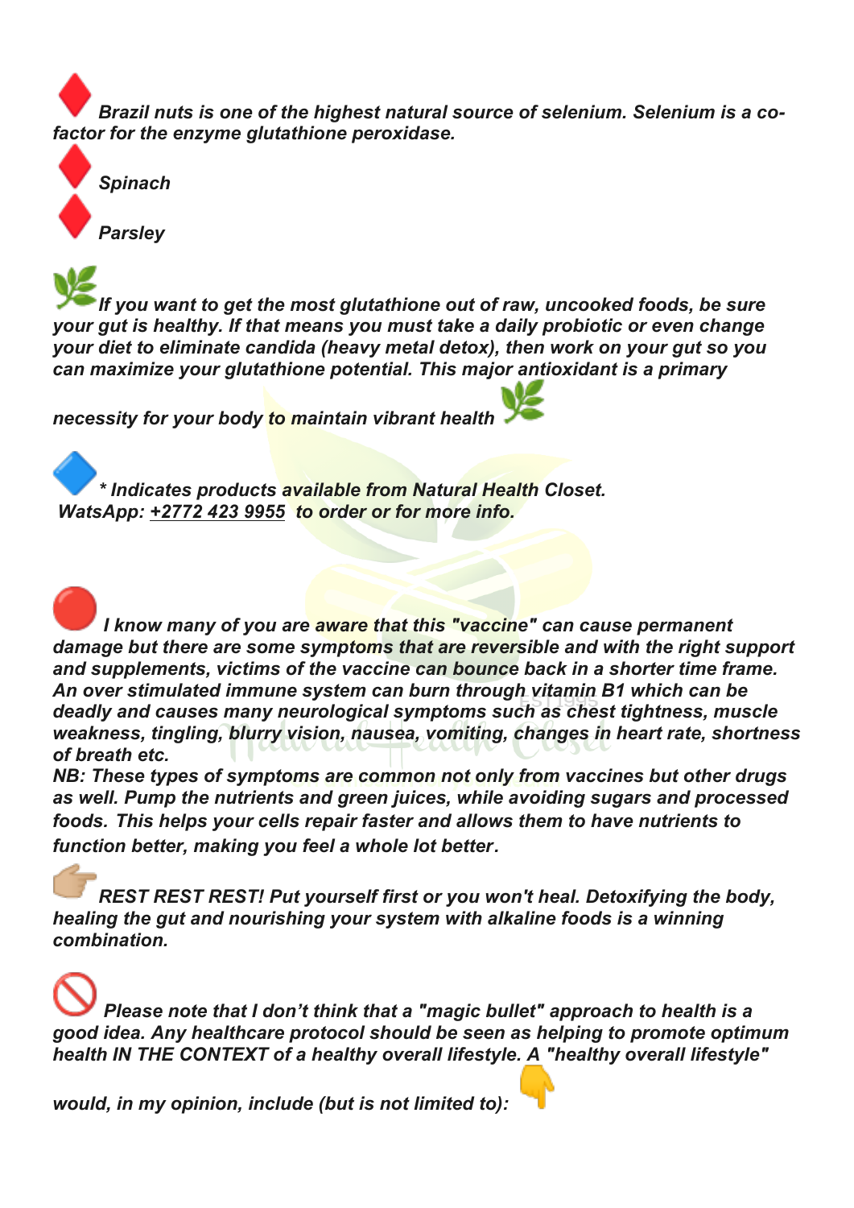♦️ *Brazil nuts is one of the highest natural source of selenium. Selenium is a co-factor for the enzyme glutathione peroxidase.*

♦️ *Spinach*

♦️ *Parsley*

🌿 *If you want to get the most glutathione out of raw, uncooked foods, be sure your gut is healthy. If that means you must take a daily probiotic or even change your diet to eliminate candida (heavy metal detox), then work on your gut so you can maximize your glutathione potential. This major antioxidant is a primary necessity for your body to maintain vibrant health* 🌿

🔷 ***Indicates products available from Natural Health Closet.***
***WatsApp: +2772 423 9955 to order or for more info.***

🔴 *I know many of you are aware that this "vaccine" can cause permanent damage but there are some symptoms that are reversible and with the right support and supplements, victims of the vaccine can bounce back in a shorter time frame. An over stimulated immune system can burn through vitamin B1 which can be deadly and causes many neurological symptoms such as chest tightness, muscle weakness, tingling, blurry vision, nausea, vomiting, changes in heart rate, shortness of breath etc.*
*NB: These types of symptoms are common not only from vaccines but other drugs as well. Pump the nutrients and green juices, while avoiding sugars and processed foods. This helps your cells repair faster and allows them to have nutrients to function better, making you feel a whole lot better.*

👉 *REST REST REST! Put yourself first or you won't heal. Detoxifying the body, healing the gut and nourishing your system with alkaline foods is a winning combination.*

🚫 *Please note that I don't think that a "magic bullet" approach to health is a good idea. Any healthcare protocol should be seen as helping to promote optimum health IN THE CONTEXT of a healthy overall lifestyle. A "healthy overall lifestyle" would, in my opinion, include (but is not limited to):* 👇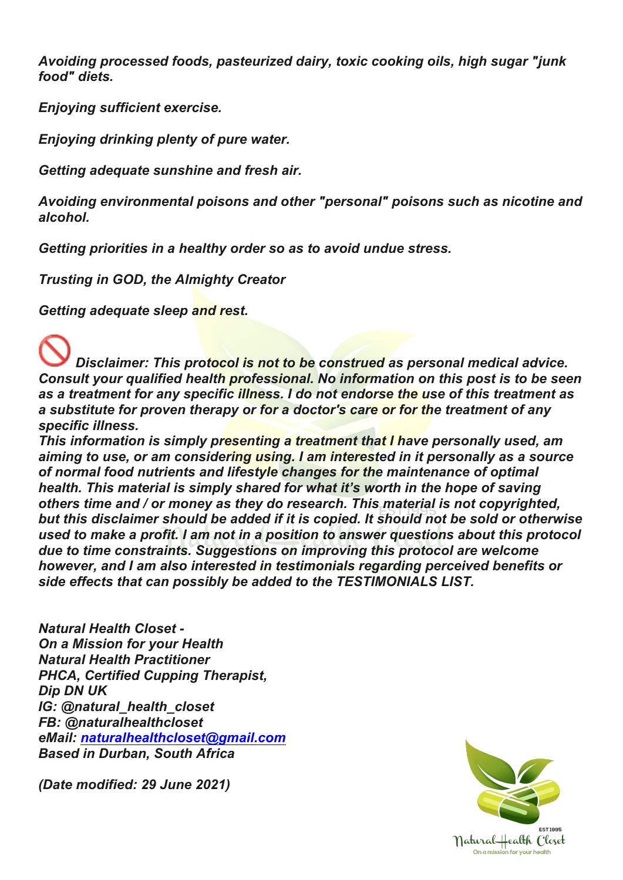*Avoiding processed foods, pasteurized dairy, toxic cooking oils, high sugar "junk food" diets.*

*Enjoying sufficient exercise.*

*Enjoying drinking plenty of pure water.*

*Getting adequate sunshine and fresh air.*

*Avoiding environmental poisons and other "personal" poisons such as nicotine and alcohol.*

*Getting priorities in a healthy order so as to avoid undue stress.*

*Trusting in GOD, the Almighty Creator*

*Getting adequate sleep and rest.*

🚫 ***Disclaimer: This protocol is not to be construed as personal medical advice. Consult your qualified health professional. No information on this post is to be seen as a treatment for any specific illness. I do not endorse the use of this treatment as a substitute for proven therapy or for a doctor's care or for the treatment of any specific illness.***
***This information is simply presenting a treatment that I have personally used, am aiming to use, or am considering using. I am interested in it personally as a source of normal food nutrients and lifestyle changes for the maintenance of optimal health. This material is simply shared for what it's worth in the hope of saving others time and / or money as they do research. This material is not copyrighted, but this disclaimer should be added if it is copied. It should not be sold or otherwise used to make a profit. I am not in a position to answer questions about this protocol due to time constraints. Suggestions on improving this protocol are welcome however, and I am also interested in testimonials regarding perceived benefits or side effects that can possibly be added to the TESTIMONIALS LIST.***

***Natural Health Closet -***
***On a Mission for your Health***
***Natural Health Practitioner***
***PHCA, Certified Cupping Therapist,***
***Dip DN UK***
***IG: @natural_health_closet***
***FB: @naturalhealthcloset***
***eMail: naturalhealthcloset@gmail.com***
***Based in Durban, South Africa***

***(Date modified: 29 June 2021)***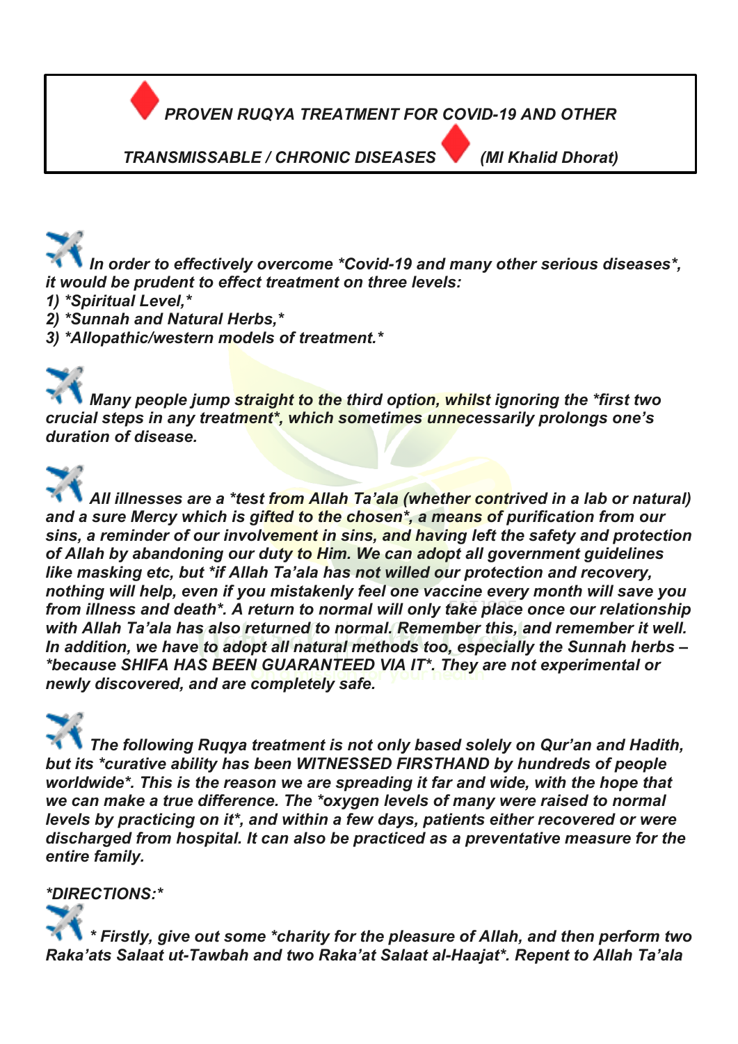**♦ *PROVEN RUQYA TREATMENT FOR COVID-19 AND OTHER TRANSMISSABLE / CHRONIC DISEASES* ♦ *(Ml Khalid Dhorat)***

✈ ***In order to effectively overcome *Covid-19 and many other serious diseases*, it would be prudent to effect treatment on three levels:***

***1) *Spiritual Level,****

***2) *Sunnah and Natural Herbs,****

***3) *Allopathic/western models of treatment.****

✈ ***Many people jump straight to the third option, whilst ignoring the *first two crucial steps in any treatment*, which sometimes unnecessarily prolongs one's duration of disease.***

✈ ***All illnesses are a *test from Allah Ta'ala (whether contrived in a lab or natural) and a sure Mercy which is gifted to the chosen*, a means of purification from our sins, a reminder of our involvement in sins, and having left the safety and protection of Allah by abandoning our duty to Him. We can adopt all government guidelines like masking etc, but *if Allah Ta'ala has not willed our protection and recovery, nothing will help, even if you mistakenly feel one vaccine every month will save you from illness and death*. A return to normal will only take place once our relationship with Allah Ta'ala has also returned to normal. Remember this, and remember it well. In addition, we have to adopt all natural methods too, especially the Sunnah herbs – *because SHIFA HAS BEEN GUARANTEED VIA IT*. They are not experimental or newly discovered, and are completely safe.***

✈ ***The following Ruqya treatment is not only based solely on Qur'an and Hadith, but its *curative ability has been WITNESSED FIRSTHAND by hundreds of people worldwide*. This is the reason we are spreading it far and wide, with the hope that we can make a true difference. The *oxygen levels of many were raised to normal levels by practicing on it*, and within a few days, patients either recovered or were discharged from hospital. It can also be practiced as a preventative measure for the entire family.***

***\*DIRECTIONS:\****

✈ ***\* Firstly, give out some *charity for the pleasure of Allah, and then perform two Raka'ats Salaat ut-Tawbah and two Raka'at Salaat al-Haajat*. Repent to Allah Ta'ala***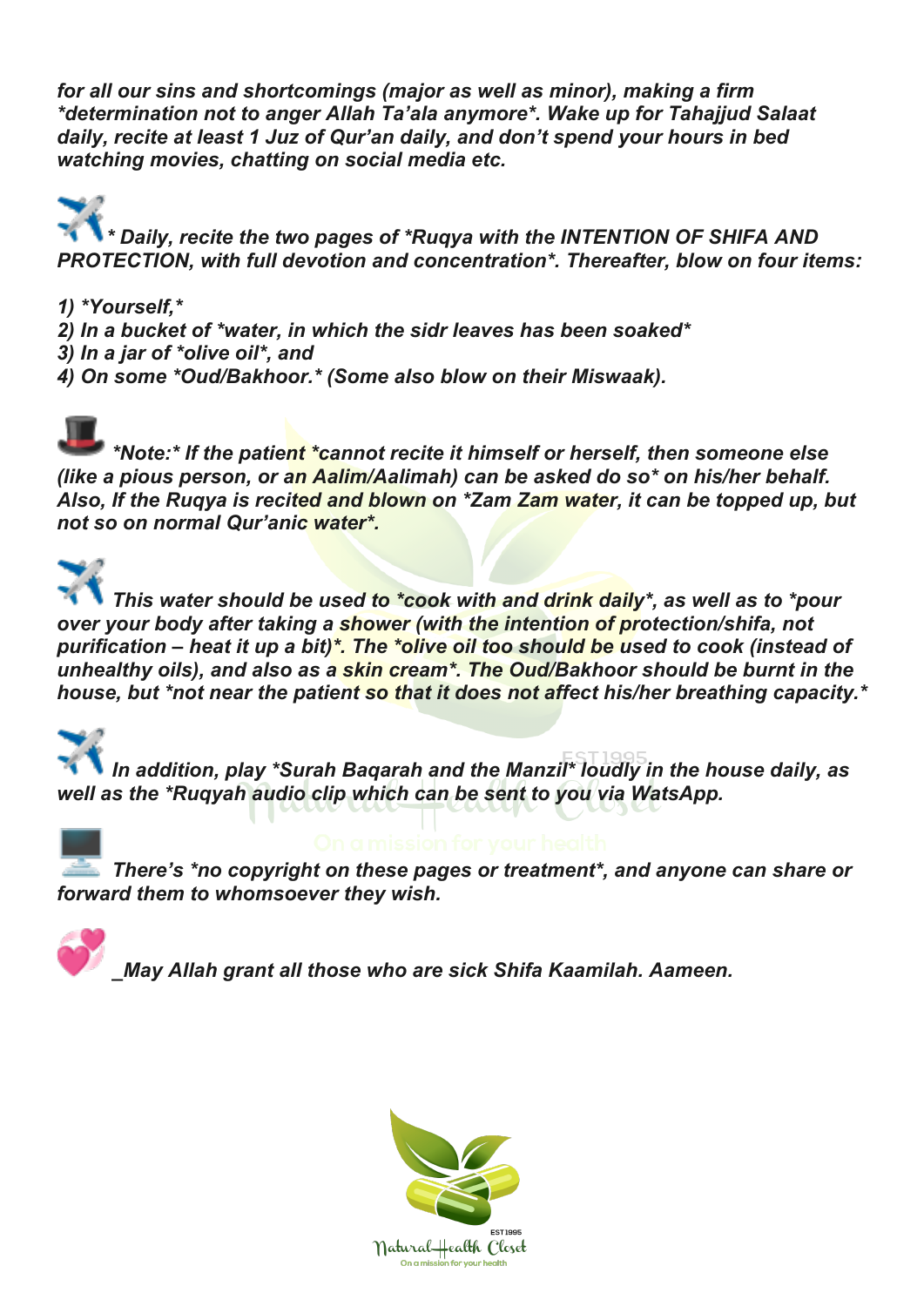*for all our sins and shortcomings (major as well as minor), making a firm *determination not to anger Allah Ta'ala anymore*. Wake up for Tahajjud Salaat daily, recite at least 1 Juz of Qur'an daily, and don't spend your hours in bed watching movies, chatting on social media etc.*

✈️ *\* Daily, recite the two pages of *Ruqya with the INTENTION OF SHIFA AND PROTECTION, with full devotion and concentration*. Thereafter, blow on four items:*

*1) *Yourself,**
*2) In a bucket of *water, in which the sidr leaves has been soaked**
*3) In a jar of *olive oil*, and*
*4) On some *Oud/Bakhoor.* (Some also blow on their Miswaak).*

🎩 *\*Note:* If the patient *cannot recite it himself or herself, then someone else (like a pious person, or an Aalim/Aalimah) can be asked do so* on his/her behalf. Also, If the Ruqya is recited and blown on *Zam Zam water, it can be topped up, but not so on normal Qur'anic water*.*

✈️ *This water should be used to *cook with and drink daily*, as well as to *pour over your body after taking a shower (with the intention of protection/shifa, not purification – heat it up a bit)*. The *olive oil too should be used to cook (instead of unhealthy oils), and also as a skin cream*. The Oud/Bakhoor should be burnt in the house, but *not near the patient so that it does not affect his/her breathing capacity.**

✈️ *In addition, play *Surah Baqarah and the Manzil* loudly in the house daily, as well as the *Ruqyah audio clip which can be sent to you via WatsApp.*

🖥️ *There's *no copyright on these pages or treatment*, and anyone can share or forward them to whomsoever they wish.*

💕 *_May Allah grant all those who are sick Shifa Kaamilah. Aameen.*

EST 1995
Natural Health Closet
On a mission for your health